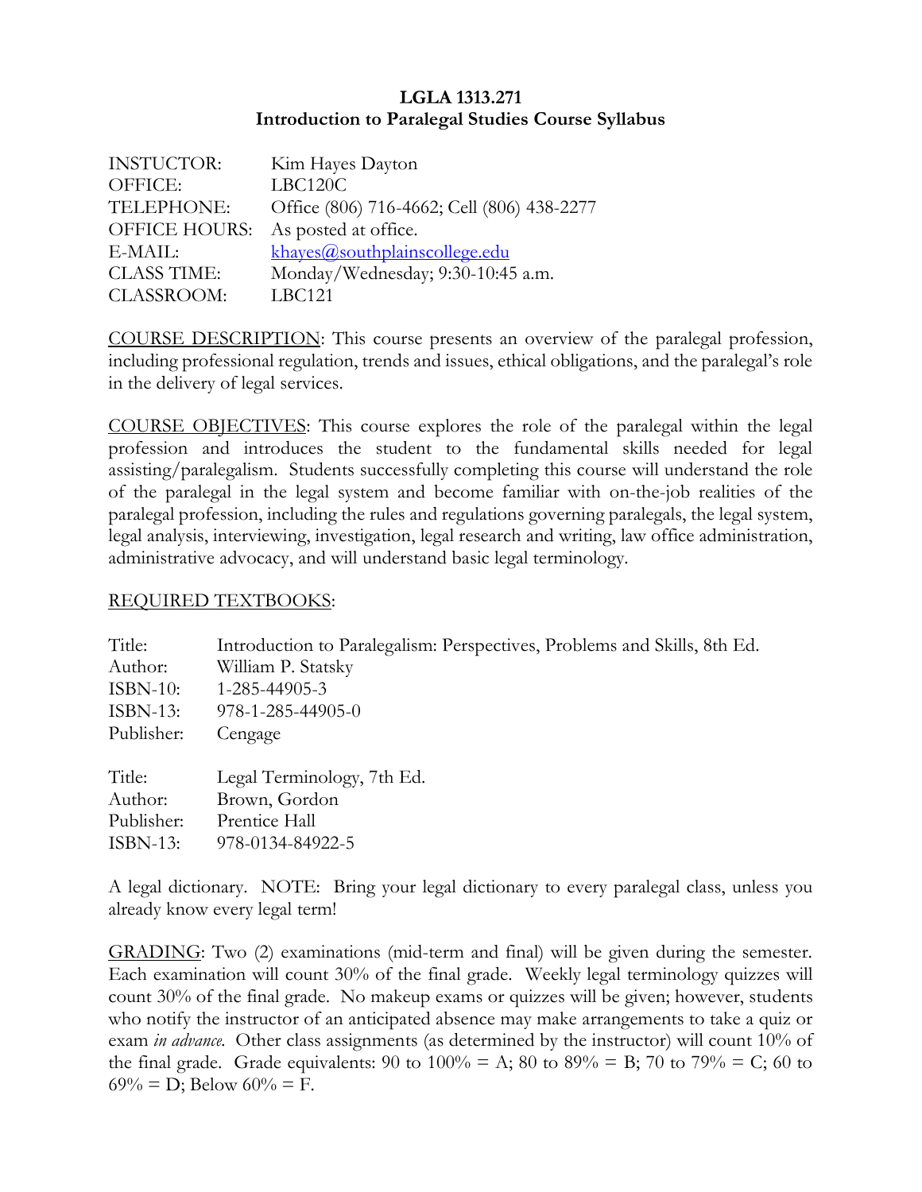# LGLA 1313.271
## Introduction to Paralegal Studies Course Syllabus

| | |
|---|---|
| INSTUCTOR: | Kim Hayes Dayton |
| OFFICE: | LBC120C |
| TELEPHONE: | Office (806) 716-4662; Cell (806) 438-2277 |
| OFFICE HOURS: | As posted at office. |
| E-MAIL: | khayes@southplainscollege.edu |
| CLASS TIME: | Monday/Wednesday; 9:30-10:45 a.m. |
| CLASSROOM: | LBC121 |

<u>COURSE DESCRIPTION</u>: This course presents an overview of the paralegal profession, including professional regulation, trends and issues, ethical obligations, and the paralegal's role in the delivery of legal services.

<u>COURSE OBJECTIVES</u>: This course explores the role of the paralegal within the legal profession and introduces the student to the fundamental skills needed for legal assisting/paralegalism. Students successfully completing this course will understand the role of the paralegal in the legal system and become familiar with on-the-job realities of the paralegal profession, including the rules and regulations governing paralegals, the legal system, legal analysis, interviewing, investigation, legal research and writing, law office administration, administrative advocacy, and will understand basic legal terminology.

<u>REQUIRED TEXTBOOKS</u>:

| | |
|---|---|
| Title: | Introduction to Paralegalism: Perspectives, Problems and Skills, 8th Ed. |
| Author: | William P. Statsky |
| ISBN-10: | 1-285-44905-3 |
| ISBN-13: | 978-1-285-44905-0 |
| Publisher: | Cengage |

| | |
|---|---|
| Title: | Legal Terminology, 7th Ed. |
| Author: | Brown, Gordon |
| Publisher: | Prentice Hall |
| ISBN-13: | 978-0134-84922-5 |

A legal dictionary. NOTE: Bring your legal dictionary to every paralegal class, unless you already know every legal term!

<u>GRADING</u>: Two (2) examinations (mid-term and final) will be given during the semester. Each examination will count 30% of the final grade. Weekly legal terminology quizzes will count 30% of the final grade. No makeup exams or quizzes will be given; however, students who notify the instructor of an anticipated absence may make arrangements to take a quiz or exam *in advance*. Other class assignments (as determined by the instructor) will count 10% of the final grade. Grade equivalents: 90 to 100% = A; 80 to 89% = B; 70 to 79% = C; 60 to 69% = D; Below 60% = F.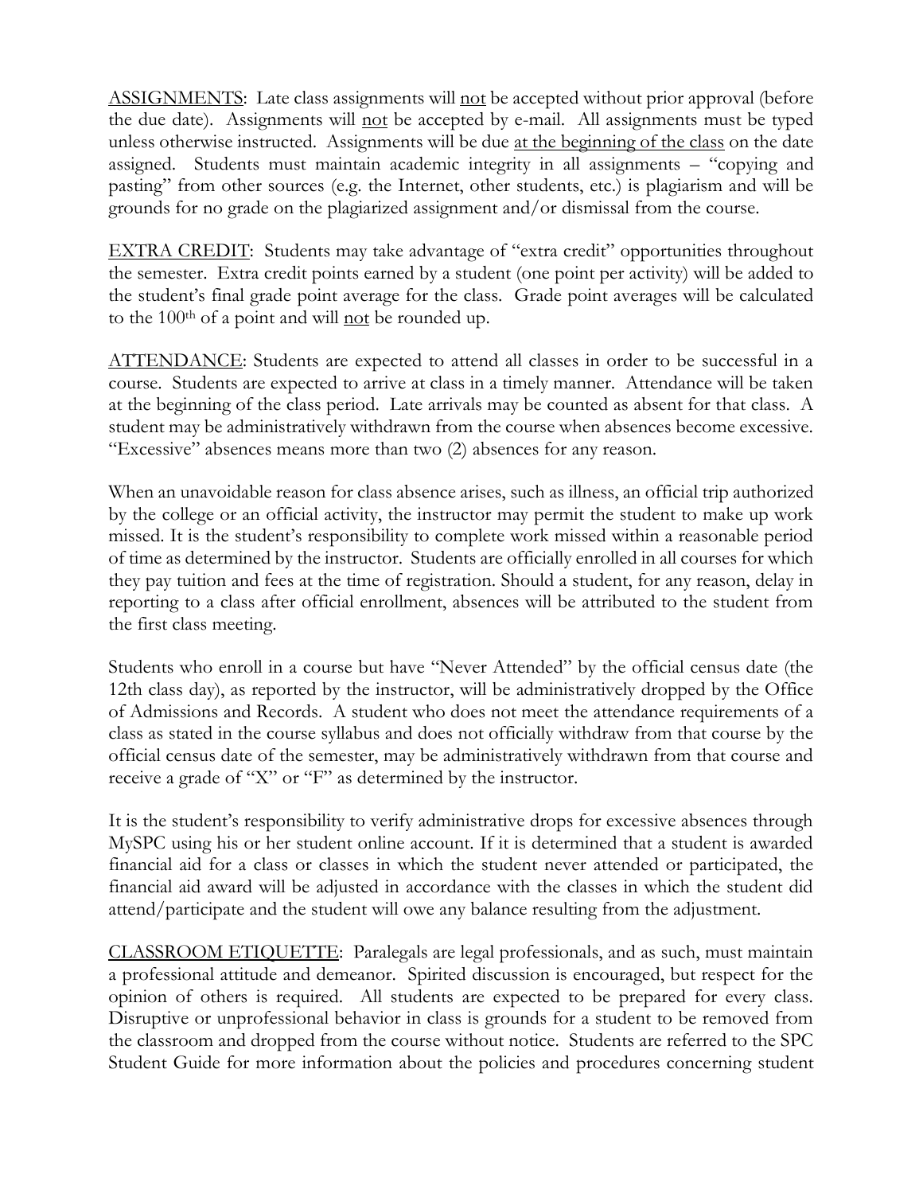<u>ASSIGNMENTS</u>: Late class assignments will <u>not</u> be accepted without prior approval (before the due date). Assignments will <u>not</u> be accepted by e-mail. All assignments must be typed unless otherwise instructed. Assignments will be due <u>at the beginning of the class</u> on the date assigned. Students must maintain academic integrity in all assignments – "copying and pasting" from other sources (e.g. the Internet, other students, etc.) is plagiarism and will be grounds for no grade on the plagiarized assignment and/or dismissal from the course.

<u>EXTRA CREDIT</u>: Students may take advantage of "extra credit" opportunities throughout the semester. Extra credit points earned by a student (one point per activity) will be added to the student's final grade point average for the class. Grade point averages will be calculated to the 100th of a point and will <u>not</u> be rounded up.

<u>ATTENDANCE</u>: Students are expected to attend all classes in order to be successful in a course. Students are expected to arrive at class in a timely manner. Attendance will be taken at the beginning of the class period. Late arrivals may be counted as absent for that class. A student may be administratively withdrawn from the course when absences become excessive. "Excessive" absences means more than two (2) absences for any reason.

When an unavoidable reason for class absence arises, such as illness, an official trip authorized by the college or an official activity, the instructor may permit the student to make up work missed. It is the student's responsibility to complete work missed within a reasonable period of time as determined by the instructor. Students are officially enrolled in all courses for which they pay tuition and fees at the time of registration. Should a student, for any reason, delay in reporting to a class after official enrollment, absences will be attributed to the student from the first class meeting.

Students who enroll in a course but have "Never Attended" by the official census date (the 12th class day), as reported by the instructor, will be administratively dropped by the Office of Admissions and Records. A student who does not meet the attendance requirements of a class as stated in the course syllabus and does not officially withdraw from that course by the official census date of the semester, may be administratively withdrawn from that course and receive a grade of "X" or "F" as determined by the instructor.

It is the student's responsibility to verify administrative drops for excessive absences through MySPC using his or her student online account. If it is determined that a student is awarded financial aid for a class or classes in which the student never attended or participated, the financial aid award will be adjusted in accordance with the classes in which the student did attend/participate and the student will owe any balance resulting from the adjustment.

<u>CLASSROOM ETIQUETTE</u>: Paralegals are legal professionals, and as such, must maintain a professional attitude and demeanor. Spirited discussion is encouraged, but respect for the opinion of others is required. All students are expected to be prepared for every class. Disruptive or unprofessional behavior in class is grounds for a student to be removed from the classroom and dropped from the course without notice. Students are referred to the SPC Student Guide for more information about the policies and procedures concerning student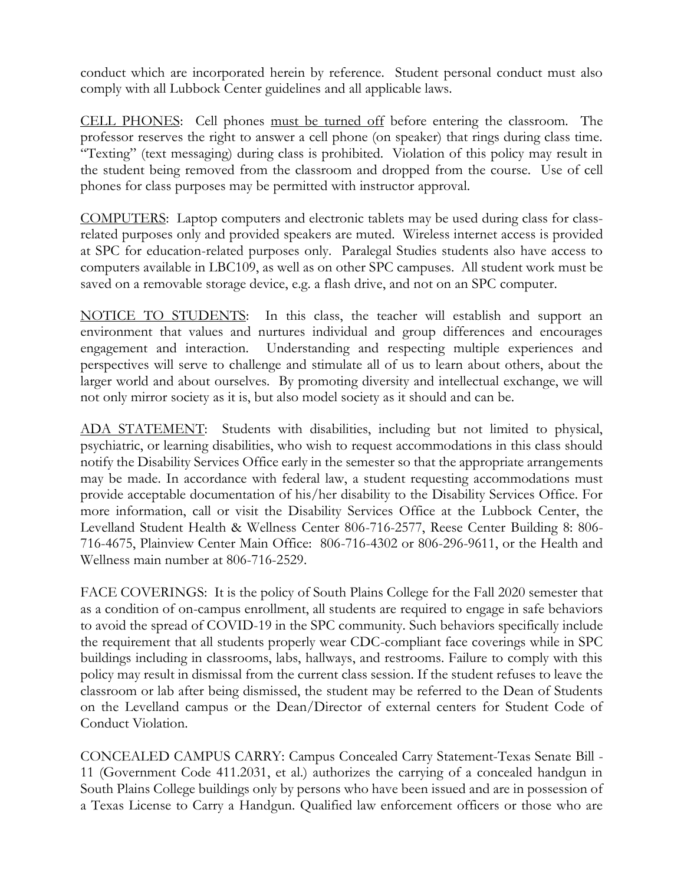conduct which are incorporated herein by reference. Student personal conduct must also comply with all Lubbock Center guidelines and all applicable laws.

<u>CELL PHONES</u>: Cell phones <u>must be turned off</u> before entering the classroom. The professor reserves the right to answer a cell phone (on speaker) that rings during class time. "Texting" (text messaging) during class is prohibited. Violation of this policy may result in the student being removed from the classroom and dropped from the course. Use of cell phones for class purposes may be permitted with instructor approval.

<u>COMPUTERS</u>: Laptop computers and electronic tablets may be used during class for class-related purposes only and provided speakers are muted. Wireless internet access is provided at SPC for education-related purposes only. Paralegal Studies students also have access to computers available in LBC109, as well as on other SPC campuses. All student work must be saved on a removable storage device, e.g. a flash drive, and not on an SPC computer.

<u>NOTICE TO STUDENTS</u>: In this class, the teacher will establish and support an environment that values and nurtures individual and group differences and encourages engagement and interaction. Understanding and respecting multiple experiences and perspectives will serve to challenge and stimulate all of us to learn about others, about the larger world and about ourselves. By promoting diversity and intellectual exchange, we will not only mirror society as it is, but also model society as it should and can be.

<u>ADA STATEMENT</u>: Students with disabilities, including but not limited to physical, psychiatric, or learning disabilities, who wish to request accommodations in this class should notify the Disability Services Office early in the semester so that the appropriate arrangements may be made. In accordance with federal law, a student requesting accommodations must provide acceptable documentation of his/her disability to the Disability Services Office. For more information, call or visit the Disability Services Office at the Lubbock Center, the Levelland Student Health & Wellness Center 806-716-2577, Reese Center Building 8: 806-716-4675, Plainview Center Main Office: 806-716-4302 or 806-296-9611, or the Health and Wellness main number at 806-716-2529.

FACE COVERINGS: It is the policy of South Plains College for the Fall 2020 semester that as a condition of on-campus enrollment, all students are required to engage in safe behaviors to avoid the spread of COVID-19 in the SPC community. Such behaviors specifically include the requirement that all students properly wear CDC-compliant face coverings while in SPC buildings including in classrooms, labs, hallways, and restrooms. Failure to comply with this policy may result in dismissal from the current class session. If the student refuses to leave the classroom or lab after being dismissed, the student may be referred to the Dean of Students on the Levelland campus or the Dean/Director of external centers for Student Code of Conduct Violation.

CONCEALED CAMPUS CARRY: Campus Concealed Carry Statement-Texas Senate Bill - 11 (Government Code 411.2031, et al.) authorizes the carrying of a concealed handgun in South Plains College buildings only by persons who have been issued and are in possession of a Texas License to Carry a Handgun. Qualified law enforcement officers or those who are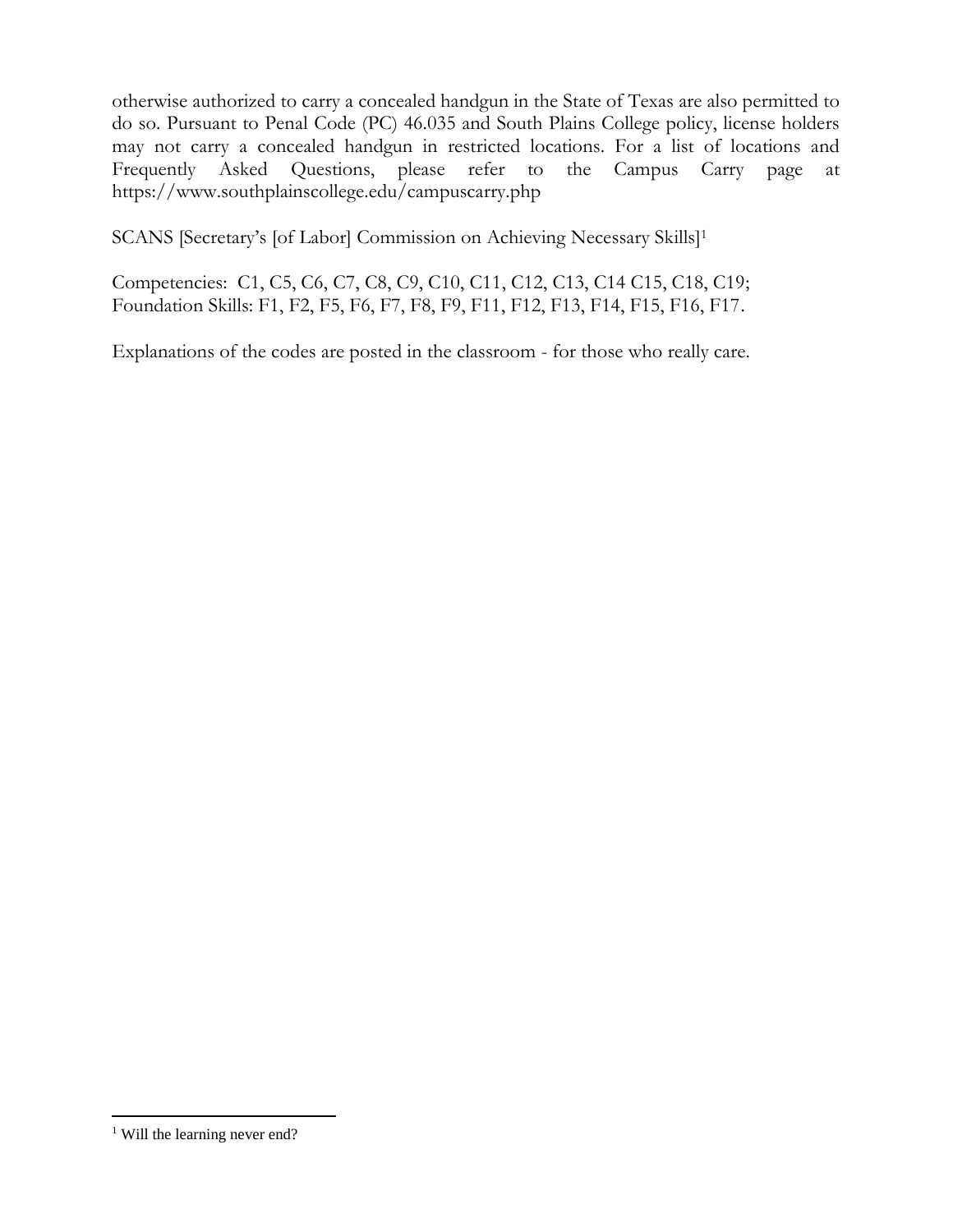otherwise authorized to carry a concealed handgun in the State of Texas are also permitted to do so. Pursuant to Penal Code (PC) 46.035 and South Plains College policy, license holders may not carry a concealed handgun in restricted locations. For a list of locations and Frequently Asked Questions, please refer to the Campus Carry page at https://www.southplainscollege.edu/campuscarry.php

SCANS [Secretary's [of Labor] Commission on Achieving Necessary Skills][1]

Competencies: C1, C5, C6, C7, C8, C9, C10, C11, C12, C13, C14 C15, C18, C19;
Foundation Skills: F1, F2, F5, F6, F7, F8, F9, F11, F12, F13, F14, F15, F16, F17.

Explanations of the codes are posted in the classroom - for those who really care.

[1] Will the learning never end?